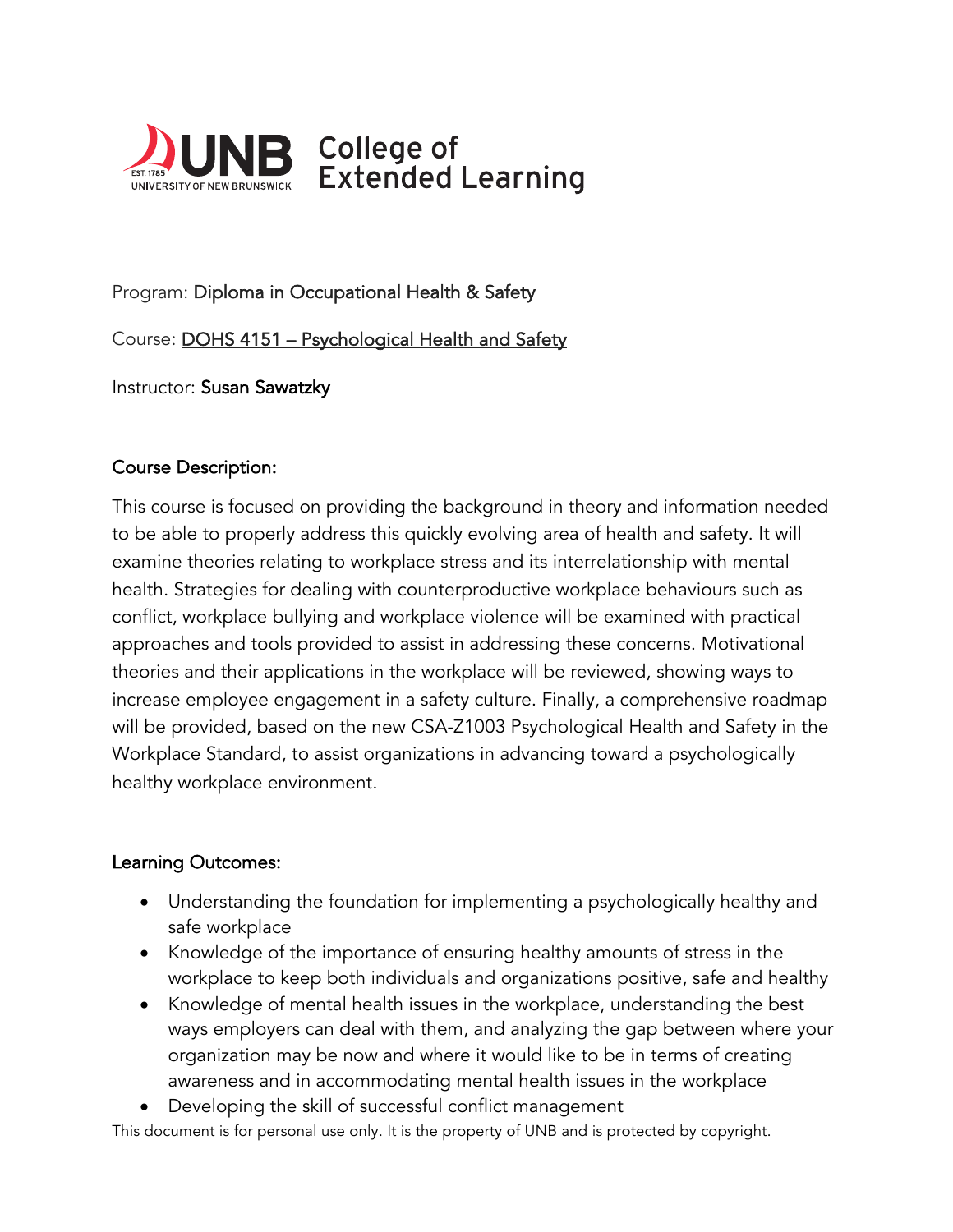UNB | College of Extended Learning

Program: Diploma in Occupational Health & Safety

Course: DOHS 4151 – Psychological Health and Safety

Instructor: Susan Sawatzky

## Course Description:

This course is focused on providing the background in theory and information needed to be able to properly address this quickly evolving area of health and safety. It will examine theories relating to workplace stress and its interrelationship with mental health. Strategies for dealing with counterproductive workplace behaviours such as conflict, workplace bullying and workplace violence will be examined with practical approaches and tools provided to assist in addressing these concerns. Motivational theories and their applications in the workplace will be reviewed, showing ways to increase employee engagement in a safety culture. Finally, a comprehensive roadmap will be provided, based on the new CSA-Z1003 Psychological Health and Safety in the Workplace Standard, to assist organizations in advancing toward a psychologically healthy workplace environment.

## Learning Outcomes:

- Understanding the foundation for implementing a psychologically healthy and safe workplace
- Knowledge of the importance of ensuring healthy amounts of stress in the workplace to keep both individuals and organizations positive, safe and healthy
- Knowledge of mental health issues in the workplace, understanding the best ways employers can deal with them, and analyzing the gap between where your organization may be now and where it would like to be in terms of creating awareness and in accommodating mental health issues in the workplace
- Developing the skill of successful conflict management

This document is for personal use only. It is the property of UNB and is protected by copyright.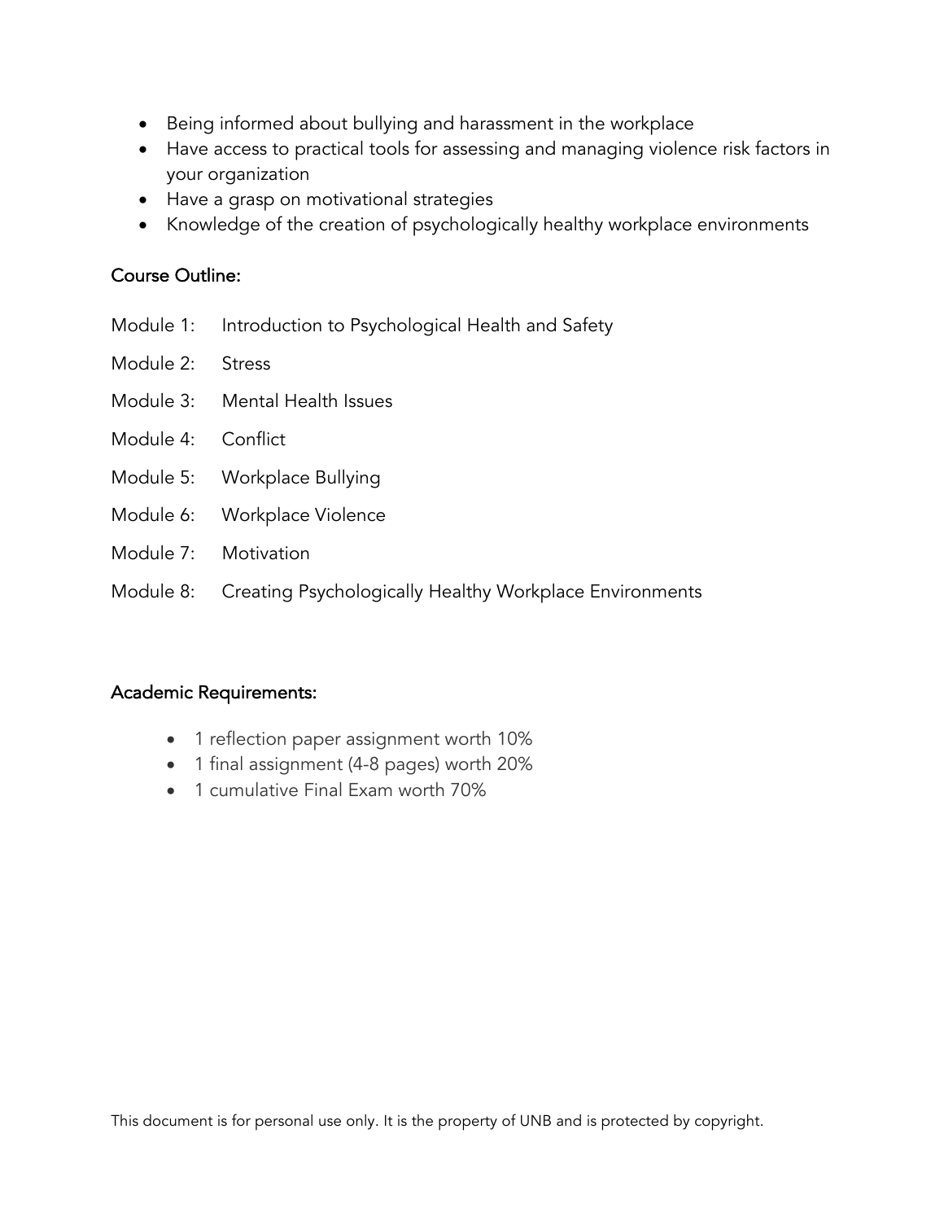- Being informed about bullying and harassment in the workplace
- Have access to practical tools for assessing and managing violence risk factors in your organization
- Have a grasp on motivational strategies
- Knowledge of the creation of psychologically healthy workplace environments

## Course Outline:

Module 1: Introduction to Psychological Health and Safety

Module 2: Stress

Module 3: Mental Health Issues

Module 4: Conflict

Module 5: Workplace Bullying

Module 6: Workplace Violence

Module 7: Motivation

Module 8: Creating Psychologically Healthy Workplace Environments

## Academic Requirements:

- 1 reflection paper assignment worth 10%
- 1 final assignment (4-8 pages) worth 20%
- 1 cumulative Final Exam worth 70%

This document is for personal use only. It is the property of UNB and is protected by copyright.